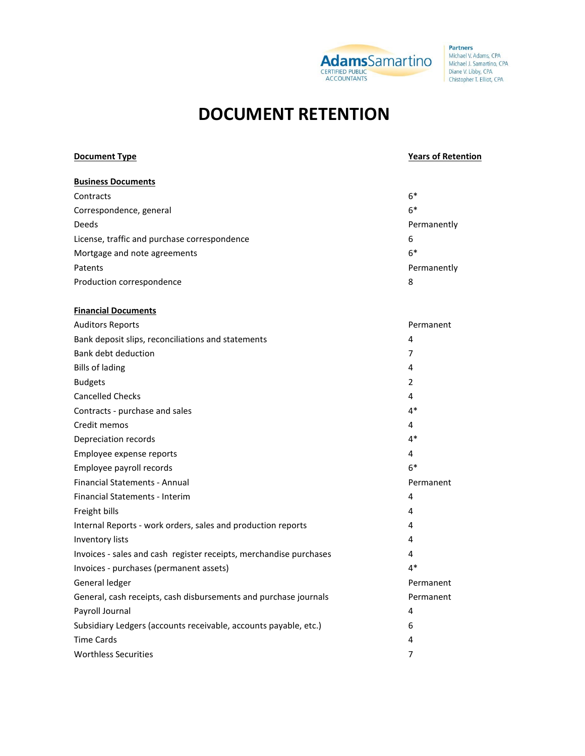AdamsSamartino
CERTIFIED PUBLIC ACCOUNTANTS

Partners
Michael V. Adams, CPA
Michael J. Samartino, CPA
Diane V. Libby, CPA
Chistopher T. Elliot, CPA

# DOCUMENT RETENTION

| Document Type | Years of Retention |
|---|---|
| **Business Documents** | |
| Contracts | 6* |
| Correspondence, general | 6* |
| Deeds | Permanently |
| License, traffic and purchase correspondence | 6 |
| Mortgage and note agreements | 6* |
| Patents | Permanently |
| Production correspondence | 8 |
| **Financial Documents** | |
| Auditors Reports | Permanent |
| Bank deposit slips, reconciliations and statements | 4 |
| Bank debt deduction | 7 |
| Bills of lading | 4 |
| Budgets | 2 |
| Cancelled Checks | 4 |
| Contracts - purchase and sales | 4* |
| Credit memos | 4 |
| Depreciation records | 4* |
| Employee expense reports | 4 |
| Employee payroll records | 6* |
| Financial Statements - Annual | Permanent |
| Financial Statements - Interim | 4 |
| Freight bills | 4 |
| Internal Reports - work orders, sales and production reports | 4 |
| Inventory lists | 4 |
| Invoices - sales and cash register receipts, merchandise purchases | 4 |
| Invoices - purchases (permanent assets) | 4* |
| General ledger | Permanent |
| General, cash receipts, cash disbursements and purchase journals | Permanent |
| Payroll Journal | 4 |
| Subsidiary Ledgers (accounts receivable, accounts payable, etc.) | 6 |
| Time Cards | 4 |
| Worthless Securities | 7 |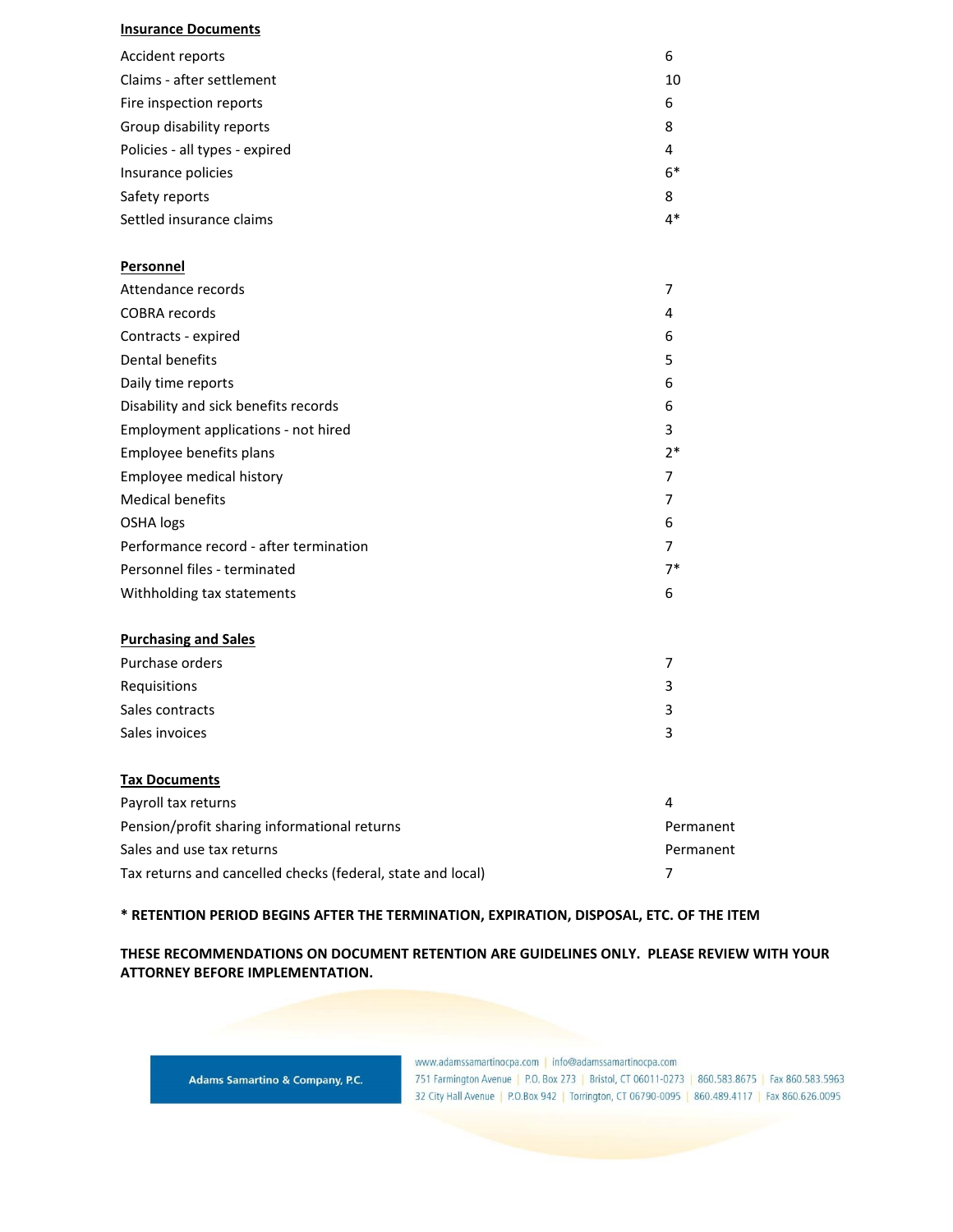| **Insurance Documents** | |
|---|---|
| Accident reports | 6 |
| Claims - after settlement | 10 |
| Fire inspection reports | 6 |
| Group disability reports | 8 |
| Policies - all types - expired | 4 |
| Insurance policies | 6* |
| Safety reports | 8 |
| Settled insurance claims | 4* |

| **Personnel** | |
|---|---|
| Attendance records | 7 |
| COBRA records | 4 |
| Contracts - expired | 6 |
| Dental benefits | 5 |
| Daily time reports | 6 |
| Disability and sick benefits records | 6 |
| Employment applications - not hired | 3 |
| Employee benefits plans | 2* |
| Employee medical history | 7 |
| Medical benefits | 7 |
| OSHA logs | 6 |
| Performance record - after termination | 7 |
| Personnel files - terminated | 7* |
| Withholding tax statements | 6 |

| **Purchasing and Sales** | |
|---|---|
| Purchase orders | 7 |
| Requisitions | 3 |
| Sales contracts | 3 |
| Sales invoices | 3 |

| **Tax Documents** | |
|---|---|
| Payroll tax returns | 4 |
| Pension/profit sharing informational returns | Permanent |
| Sales and use tax returns | Permanent |
| Tax returns and cancelled checks (federal, state and local) | 7 |

**\* RETENTION PERIOD BEGINS AFTER THE TERMINATION, EXPIRATION, DISPOSAL, ETC. OF THE ITEM**

**THESE RECOMMENDATIONS ON DOCUMENT RETENTION ARE GUIDELINES ONLY. PLEASE REVIEW WITH YOUR ATTORNEY BEFORE IMPLEMENTATION.**

Adams Samartino & Company, P.C.

www.adamssamartinocpa.com | info@adamssamartinocpa.com
751 Farmington Avenue | P.O. Box 273 | Bristol, CT 06011-0273 | 860.583.8675 | Fax 860.583.5963
32 City Hall Avenue | P.O.Box 942 | Torrington, CT 06790-0095 | 860.489.4117 | Fax 860.626.0095